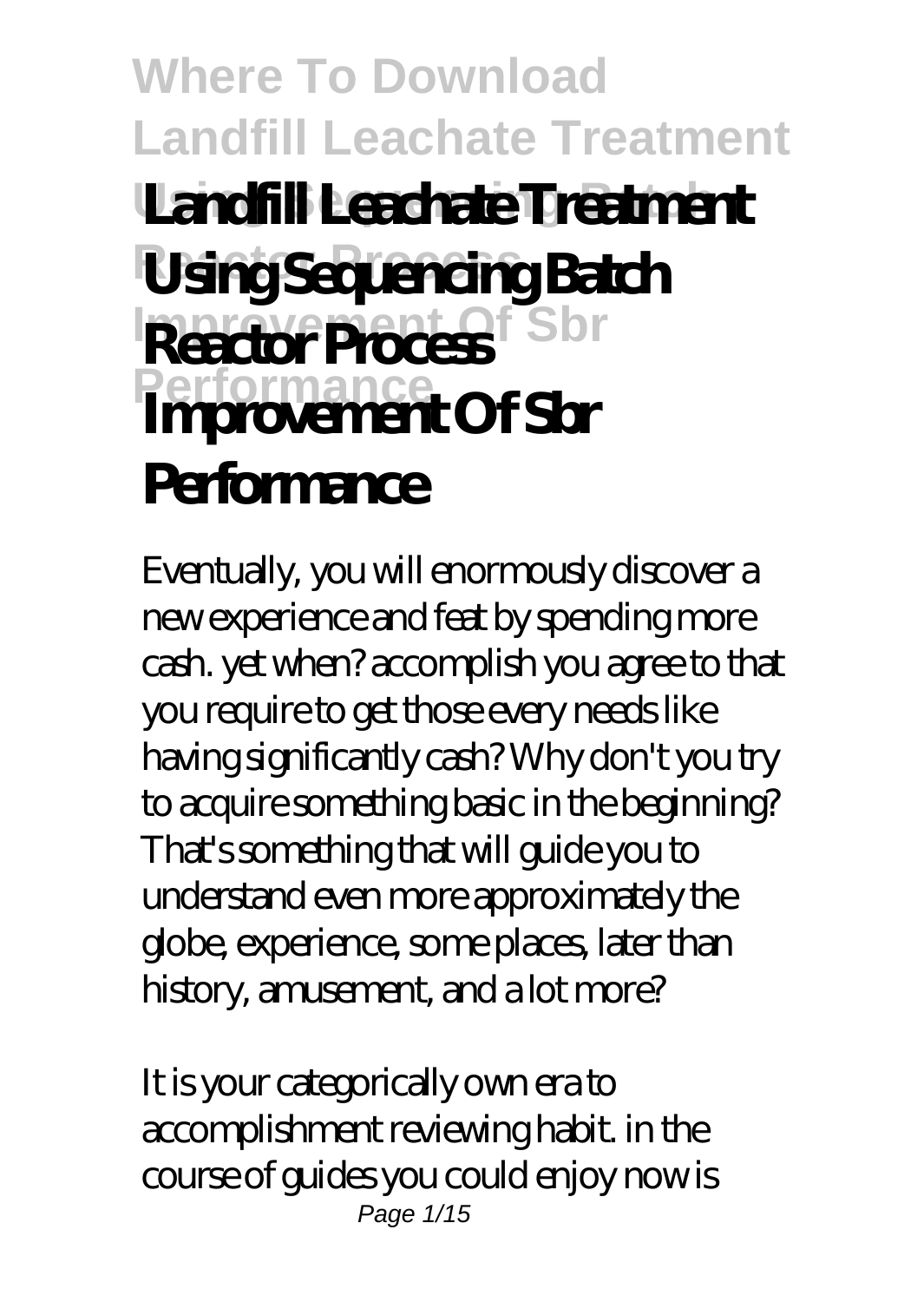# Where To Download Landfill Leachate Treatment Using Sequencing Batch Reactor Process Improvement Of Sbr Performance

# Landfill Leachate Treatment Using Sequencing Batch Reactor Process Improvement Of Sbr Performance

Eventually, you will enormously discover a new experience and feat by spending more cash. yet when? accomplish you agree to that you require to get those every needs like having significantly cash? Why don't you try to acquire something basic in the beginning? That's something that will guide you to understand even more approximately the globe, experience, some places, later than history, amusement, and a lot more?

It is your categorically own era to accomplishment reviewing habit. in the course of guides you could enjoy now is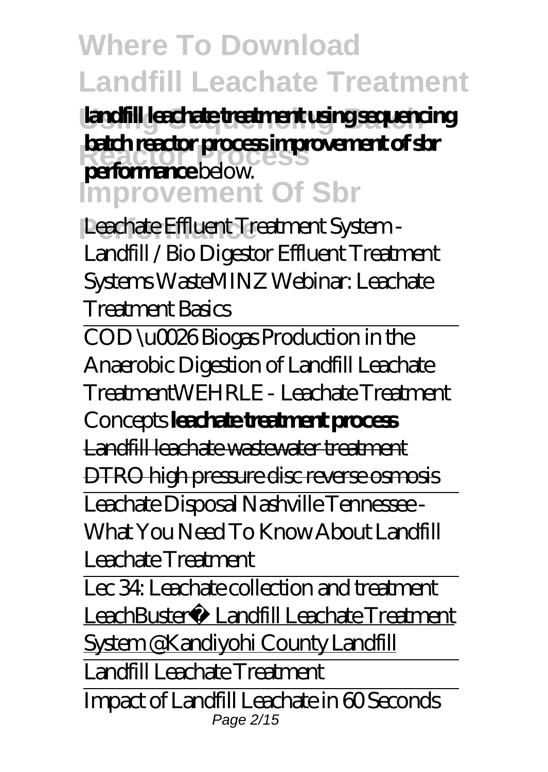**landfill leachate treatment using sequencing batch reactor process improvement of sbr performance** below.

*Leachate Effluent Treatment System - Landfill / Bio Digestor Effluent Treatment Systems WasteMINZ Webinar: Leachate Treatment Basics*

COD \u0026 Biogas Production in the Anaerobic Digestion of Landfill Leachate Treatment*WEHRLE - Leachate Treatment Concepts* **leachate treatment process**

~~Landfill leachate wastewater treatment DTRO high pressure disc reverse osmosis~~

Leachate Disposal Nashville Tennessee - What You Need To Know About Landfill Leachate Treatment

Lec 34: Leachate collection and treatment

LeachBuster® Landfill Leachate Treatment System @Kandiyohi County Landfill

Landfill Leachate Treatment

Impact of Landfill Leachate in 60 Seconds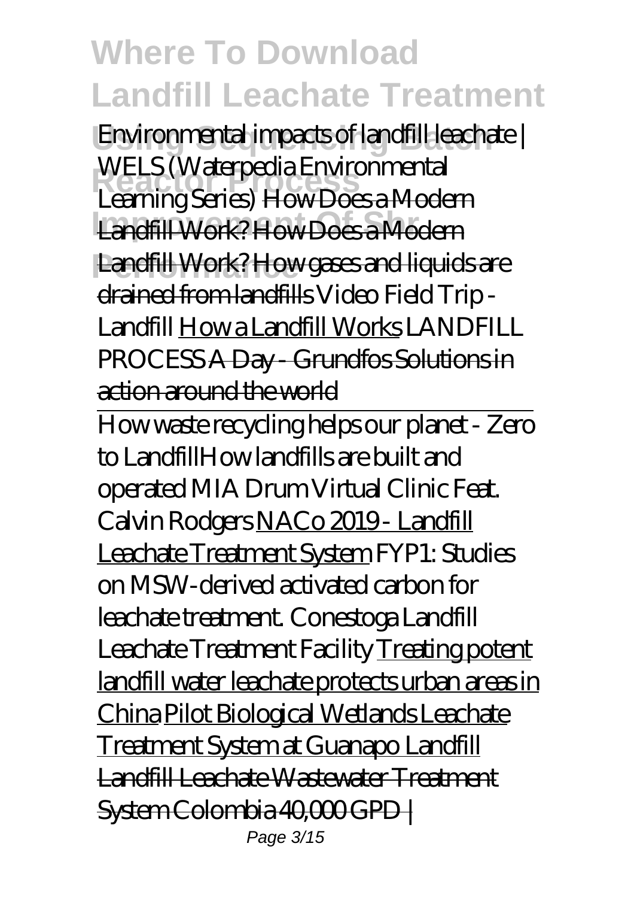# Where To Download Landfill Leachate Treatment Using Sequencing Batch Reactor Process Improvement Of Sbr Performance

*Environmental impacts of landfill leachate | WELS (Waterpedia Environmental Learning Series)* How Does a Modern Landfill Work? How Does a Modern Landfill Work? How gases and liquids are drained from landfills *Video Field Trip - Landfill* How a Landfill Works *LANDFILL PROCESS* A Day - Grundfos Solutions in action around the world

How waste recycling helps our planet - Zero to Landfill*How landfills are built and operated* *MIA Drum Virtual Clinic Feat. Calvin Rodgers* NACo 2019 - Landfill Leachate Treatment System *FYP1: Studies on MSW-derived activated carbon for leachate treatment.* *Conestoga Landfill Leachate Treatment Facility* Treating potent landfill water leachate protects urban areas in China Pilot Biological Wetlands Leachate Treatment System at Guanapo Landfill Landfill Leachate Wastewater Treatment System Colombia 40,000 GPD |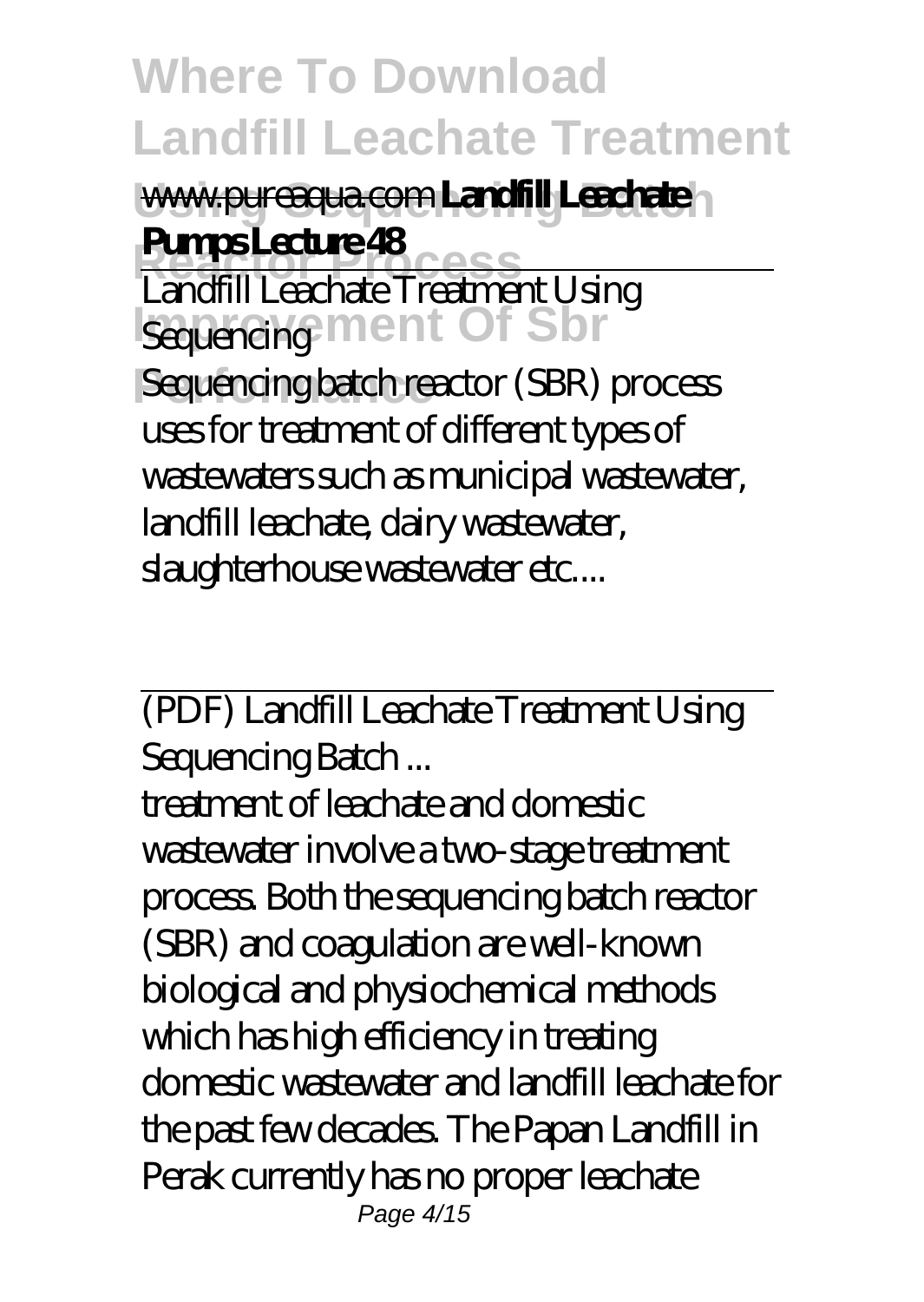www.pureaqua.com **Landfill Leachate Pumps Lecture 48**

Landfill Leachate Treatment Using Sequencing

Sequencing batch reactor (SBR) process uses for treatment of different types of wastewaters such as municipal wastewater, landfill leachate, dairy wastewater, slaughterhouse wastewater etc....

(PDF) Landfill Leachate Treatment Using Sequencing Batch ...

treatment of leachate and domestic wastewater involve a two-stage treatment process. Both the sequencing batch reactor (SBR) and coagulation are well-known biological and physiochemical methods which has high efficiency in treating domestic wastewater and landfill leachate for the past few decades. The Papan Landfill in Perak currently has no proper leachate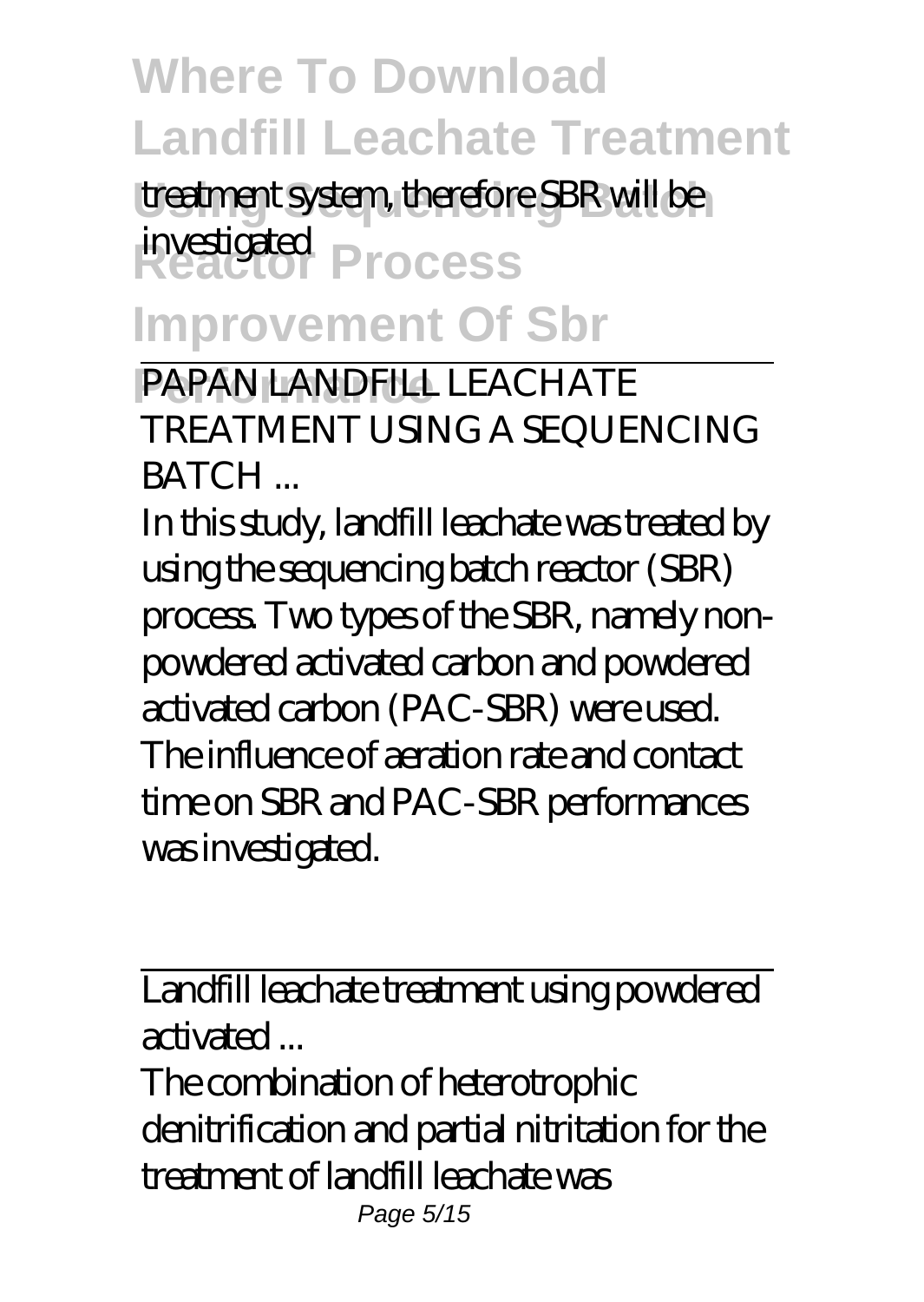treatment system, therefore SBR will be investigated

PAPAN LANDFILL LEACHATE TREATMENT USING A SEQUENCING BATCH ...

In this study, landfill leachate was treated by using the sequencing batch reactor (SBR) process. Two types of the SBR, namely non-powdered activated carbon and powdered activated carbon (PAC-SBR) were used. The influence of aeration rate and contact time on SBR and PAC-SBR performances was investigated.

Landfill leachate treatment using powdered activated ...

The combination of heterotrophic denitrification and partial nitritation for the treatment of landfill leachate was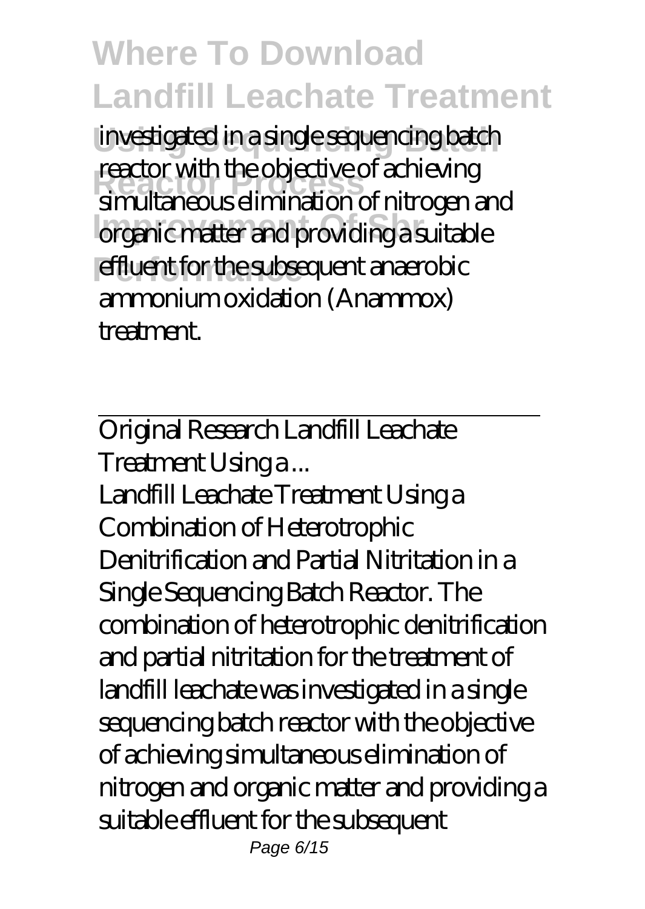investigated in a single sequencing batch reactor with the objective of achieving simultaneous elimination of nitrogen and organic matter and providing a suitable effluent for the subsequent anaerobic ammonium oxidation (Anammox) treatment.

Original Research Landfill Leachate Treatment Using a ...

Landfill Leachate Treatment Using a Combination of Heterotrophic Denitrification and Partial Nitritation in a Single Sequencing Batch Reactor. The combination of heterotrophic denitrification and partial nitritation for the treatment of landfill leachate was investigated in a single sequencing batch reactor with the objective of achieving simultaneous elimination of nitrogen and organic matter and providing a suitable effluent for the subsequent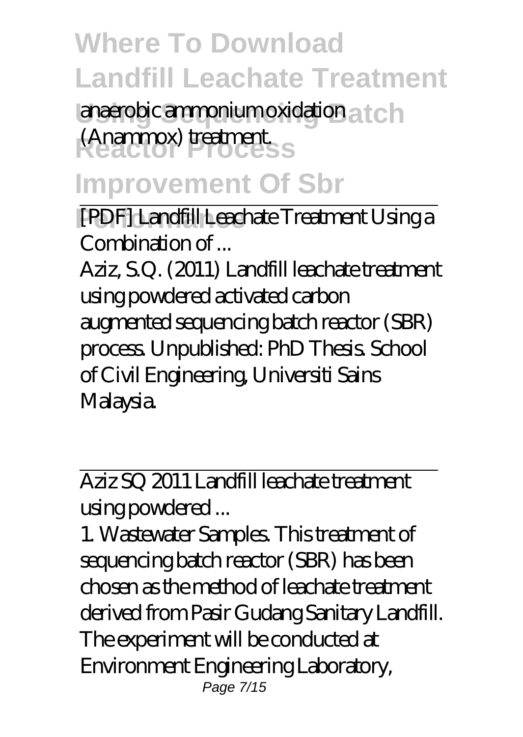anaerobic ammonium oxidation (Anammox) treatment.

[PDF] Landfill Leachate Treatment Using a Combination of ...

Aziz, S.Q. (2011) Landfill leachate treatment using powdered activated carbon augmented sequencing batch reactor (SBR) process. Unpublished: PhD Thesis. School of Civil Engineering, Universiti Sains Malaysia.

Aziz SQ 2011 Landfill leachate treatment using powdered ...

1. Wastewater Samples. This treatment of sequencing batch reactor (SBR) has been chosen as the method of leachate treatment derived from Pasir Gudang Sanitary Landfill. The experiment will be conducted at Environment Engineering Laboratory,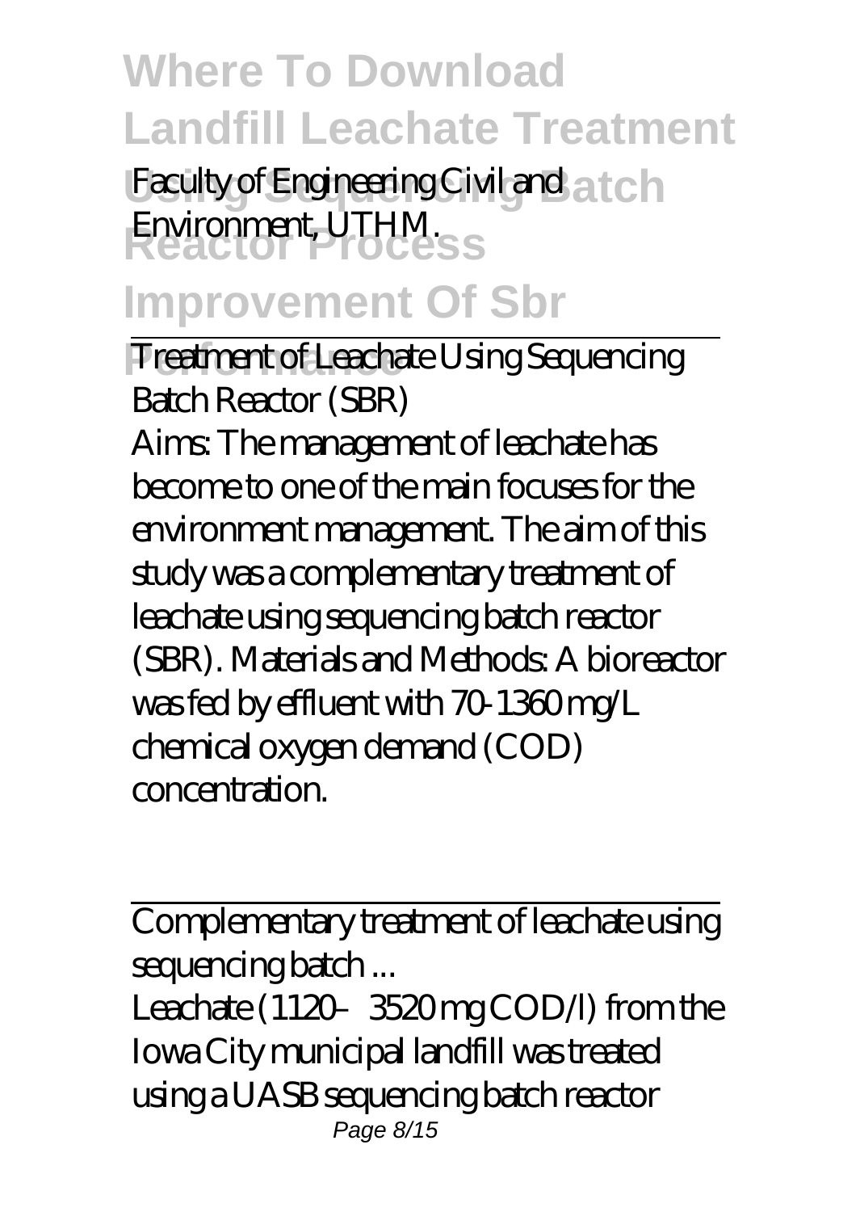Faculty of Engineering Civil and Environment, UTHM.

Treatment of Leachate Using Sequencing Batch Reactor (SBR)

Aims: The management of leachate has become to one of the main focuses for the environment management. The aim of this study was a complementary treatment of leachate using sequencing batch reactor (SBR). Materials and Methods: A bioreactor was fed by effluent with 70-1360 mg/L chemical oxygen demand (COD) concentration.

Complementary treatment of leachate using sequencing batch ...

Leachate (1120–3520 mg COD/l) from the Iowa City municipal landfill was treated using a UASB sequencing batch reactor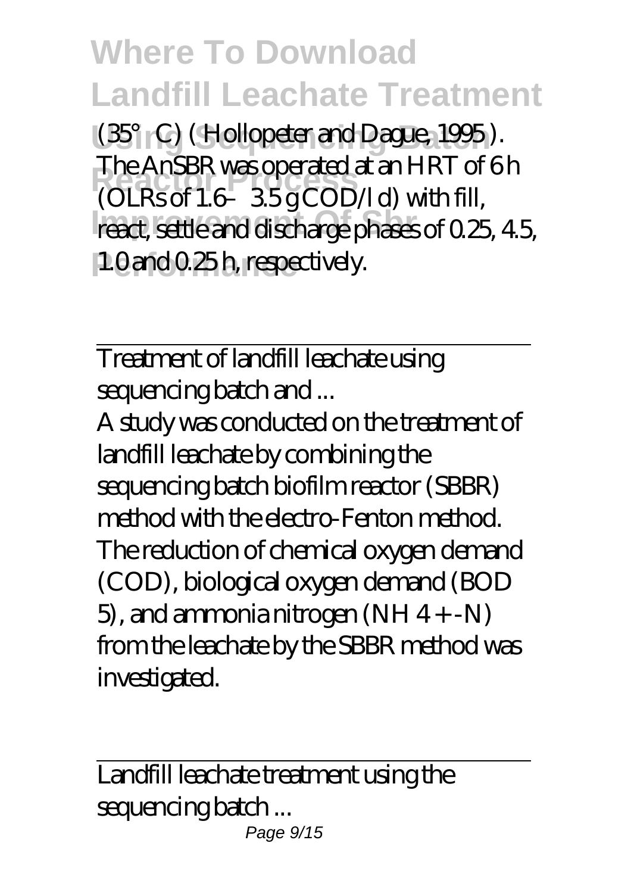(35°C) ( Hollopeter and Dague, 1995 ). The AnSBR was operated at an HRT of 6 h (OLRs of 1.6–3.5 g COD/l d) with fill, react, settle and discharge phases of 0.25, 4.5, 1.0 and 0.25 h, respectively.

Treatment of landfill leachate using sequencing batch and ...

A study was conducted on the treatment of landfill leachate by combining the sequencing batch biofilm reactor (SBBR) method with the electro-Fenton method. The reduction of chemical oxygen demand (COD), biological oxygen demand ($BOD_5$), and ammonia nitrogen ($NH_4^+$-N) from the leachate by the SBBR method was investigated.

Landfill leachate treatment using the sequencing batch ...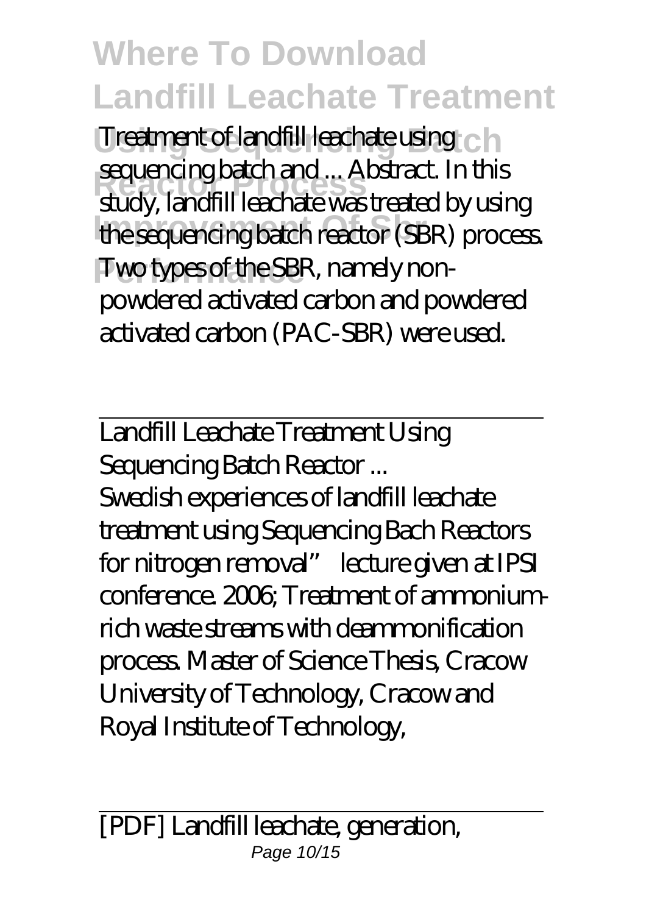Treatment of landfill leachate using sequencing batch and ... Abstract. In this study, landfill leachate was treated by using the sequencing batch reactor (SBR) process. Two types of the SBR, namely non-powdered activated carbon and powdered activated carbon (PAC-SBR) were used.

Landfill Leachate Treatment Using Sequencing Batch Reactor ...

Swedish experiences of landfill leachate treatment using Sequencing Bach Reactors for nitrogen removal" lecture given at IPSI conference. 2006; Treatment of ammonium-rich waste streams with deammonification process. Master of Science Thesis, Cracow University of Technology, Cracow and Royal Institute of Technology,

[PDF] Landfill leachate, generation,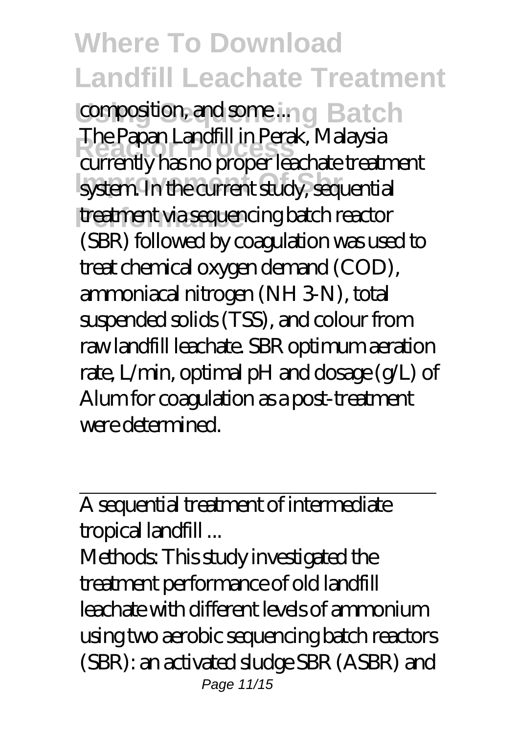composition, and some ...

The Papan Landfill in Perak, Malaysia currently has no proper leachate treatment system. In the current study, sequential treatment via sequencing batch reactor (SBR) followed by coagulation was used to treat chemical oxygen demand (COD), ammoniacal nitrogen ($NH_3$-N), total suspended solids (TSS), and colour from raw landfill leachate. SBR optimum aeration rate, L/min, optimal pH and dosage (g/L) of Alum for coagulation as a post-treatment were determined.

---

A sequential treatment of intermediate tropical landfill ...

Methods: This study investigated the treatment performance of old landfill leachate with different levels of ammonium using two aerobic sequencing batch reactors (SBR): an activated sludge SBR (ASBR) and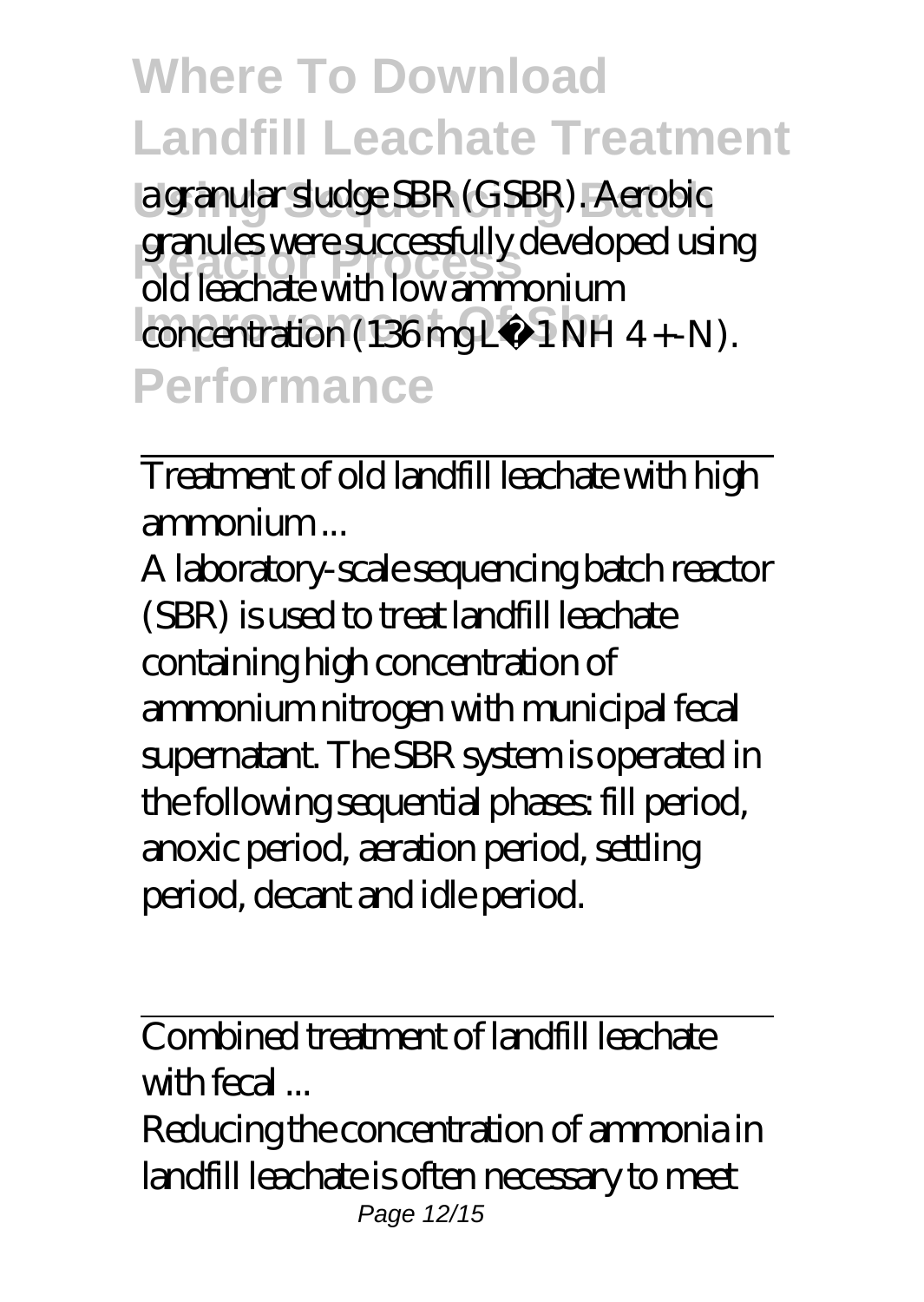a granular sludge SBR (GSBR). Aerobic granules were successfully developed using old leachate with low ammonium concentration (136 mg L−1 $NH_4^+$-N).

Treatment of old landfill leachate with high ammonium ...

A laboratory-scale sequencing batch reactor (SBR) is used to treat landfill leachate containing high concentration of ammonium nitrogen with municipal fecal supernatant. The SBR system is operated in the following sequential phases: fill period, anoxic period, aeration period, settling period, decant and idle period.

Combined treatment of landfill leachate with fecal ...

Reducing the concentration of ammonia in landfill leachate is often necessary to meet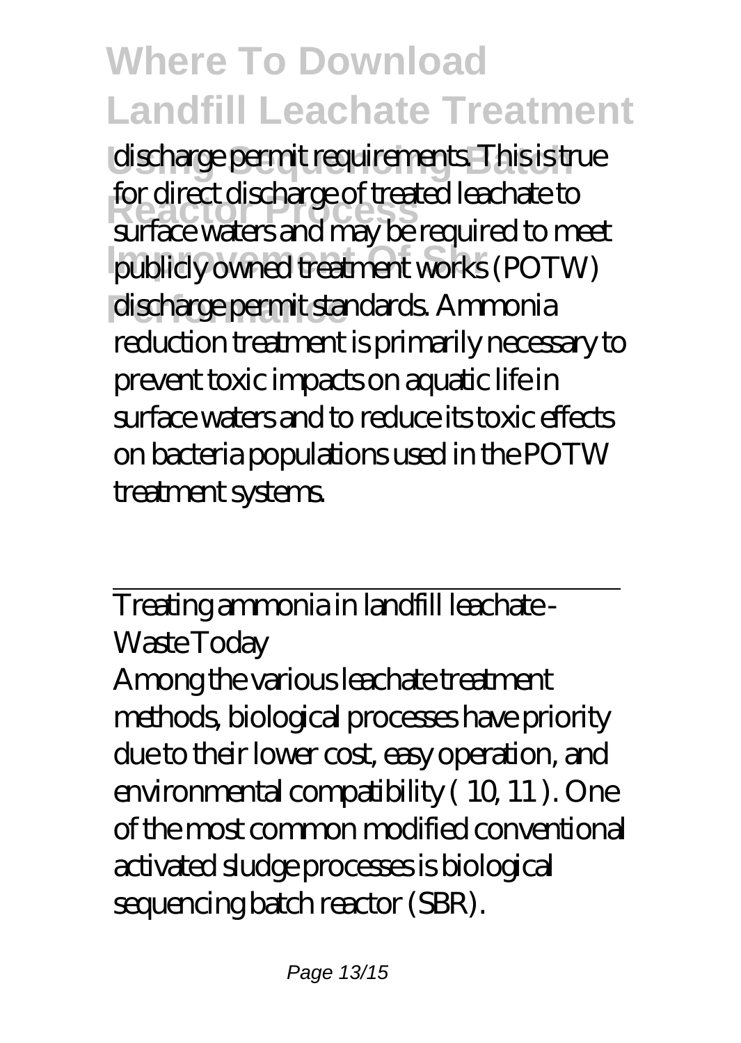discharge permit requirements. This is true for direct discharge of treated leachate to surface waters and may be required to meet publicly owned treatment works (POTW) discharge permit standards. Ammonia reduction treatment is primarily necessary to prevent toxic impacts on aquatic life in surface waters and to reduce its toxic effects on bacteria populations used in the POTW treatment systems.

Treating ammonia in landfill leachate - Waste Today

Among the various leachate treatment methods, biological processes have priority due to their lower cost, easy operation, and environmental compatibility ( 10, 11 ). One of the most common modified conventional activated sludge processes is biological sequencing batch reactor (SBR).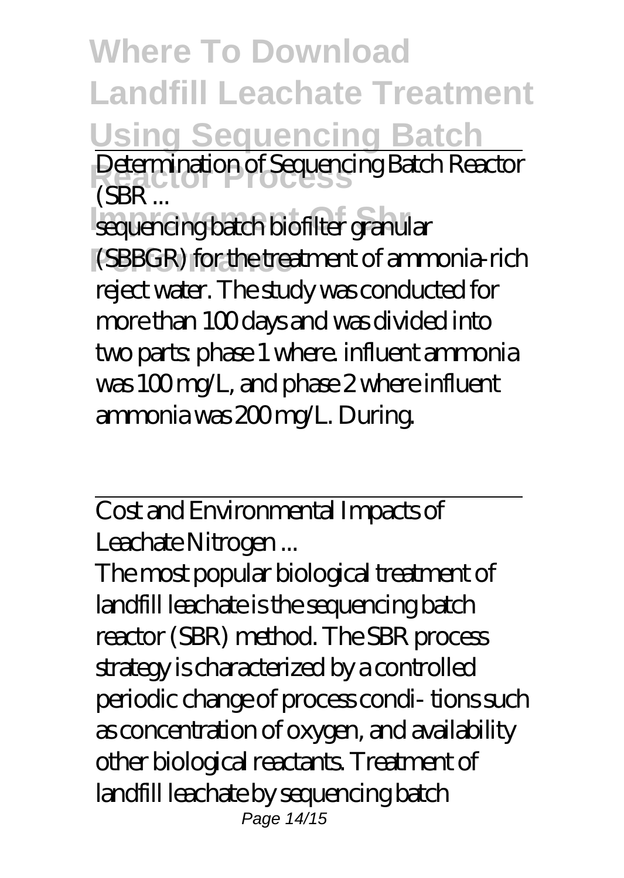Determination of Sequencing Batch Reactor (SBR ...

sequencing batch biofilter granular (SBBGR) for the treatment of ammonia-rich reject water. The study was conducted for more than 100 days and was divided into two parts: phase 1 where. influent ammonia was 100 mg/L, and phase 2 where influent ammonia was 200 mg/L. During.

Cost and Environmental Impacts of Leachate Nitrogen ...

The most popular biological treatment of landfill leachate is the sequencing batch reactor (SBR) method. The SBR process strategy is characterized by a controlled periodic change of process condi- tions such as concentration of oxygen, and availability other biological reactants. Treatment of landfill leachate by sequencing batch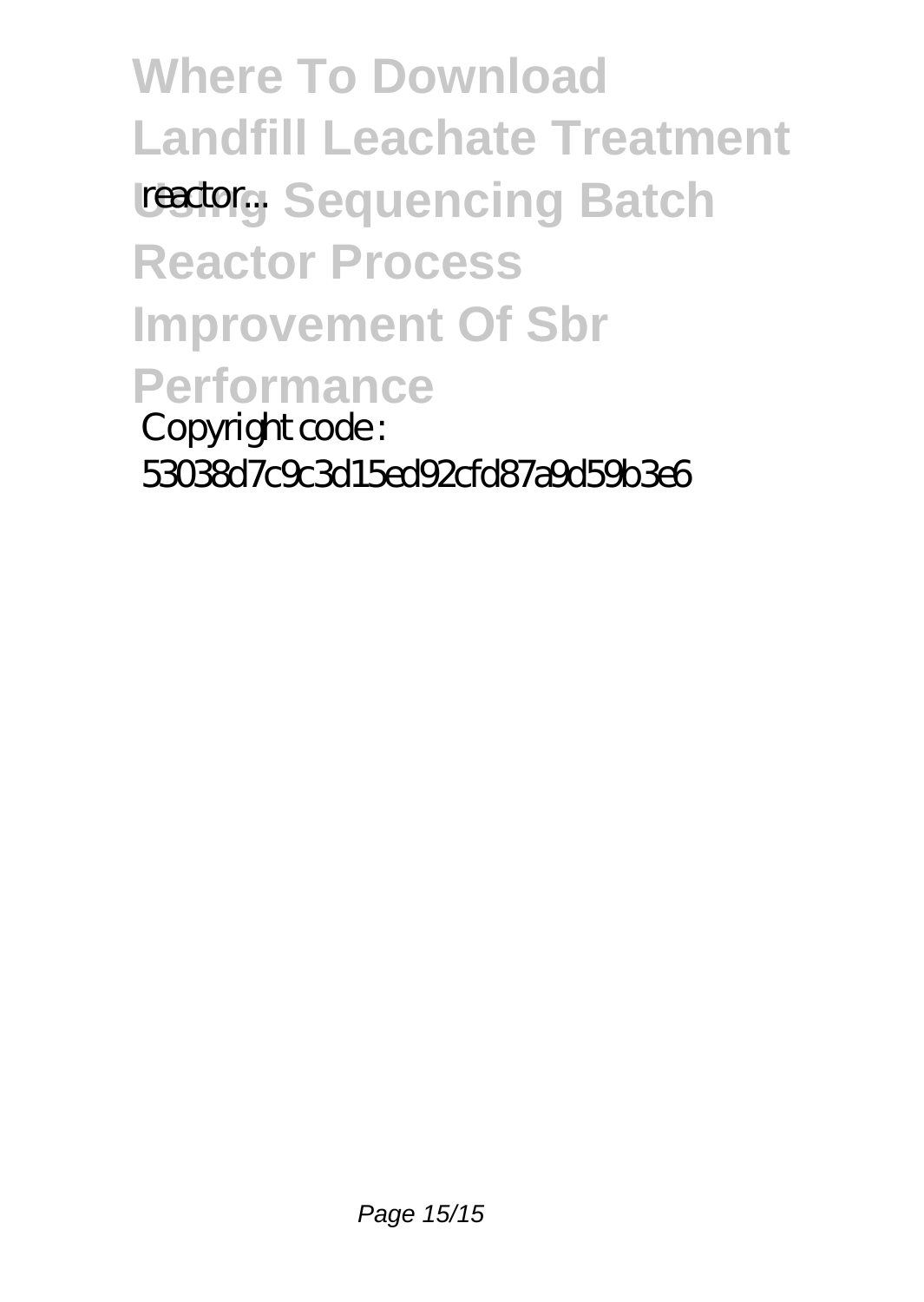reactor...

Copyright code : 53038d7c9c3d15ed92cfd87a9d59b3e6